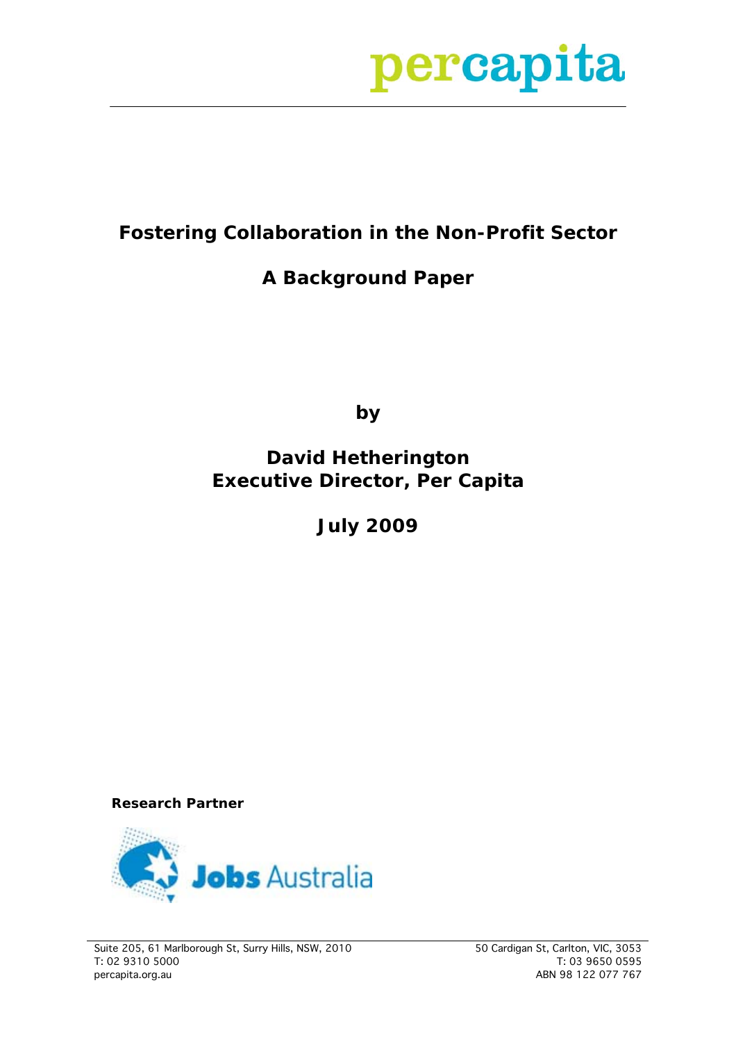percapita

# Fostering Collaboration in the Non-Profit Sector

## A Background Paper

**by**

**David Hetherington**
**Executive Director, Per Capita**

**July 2009**

**Research Partner**

Jobs Australia

Suite 205, 61 Marlborough St, Surry Hills, NSW, 2010
T: 02 9310 5000
percapita.org.au

50 Cardigan St, Carlton, VIC, 3053
T: 03 9650 0595
ABN 98 122 077 767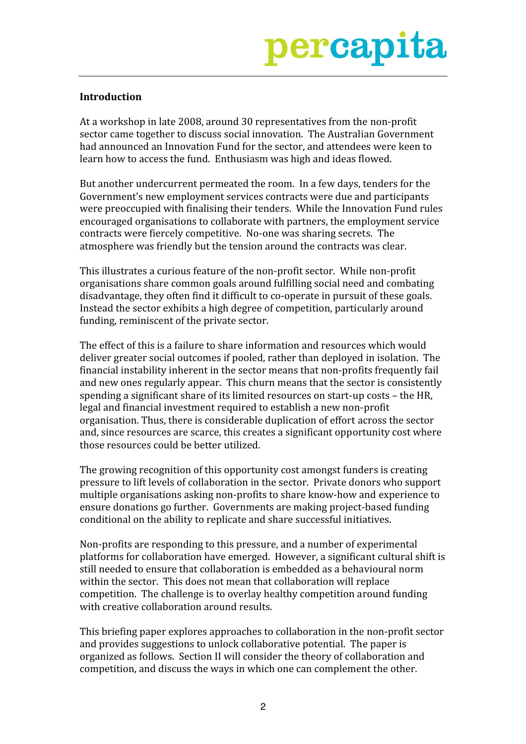## Introduction

At a workshop in late 2008, around 30 representatives from the non-profit sector came together to discuss social innovation. The Australian Government had announced an Innovation Fund for the sector, and attendees were keen to learn how to access the fund. Enthusiasm was high and ideas flowed.

But another undercurrent permeated the room. In a few days, tenders for the Government's new employment services contracts were due and participants were preoccupied with finalising their tenders. While the Innovation Fund rules encouraged organisations to collaborate with partners, the employment service contracts were fiercely competitive. No-one was sharing secrets. The atmosphere was friendly but the tension around the contracts was clear.

This illustrates a curious feature of the non-profit sector. While non-profit organisations share common goals around fulfilling social need and combating disadvantage, they often find it difficult to co-operate in pursuit of these goals. Instead the sector exhibits a high degree of competition, particularly around funding, reminiscent of the private sector.

The effect of this is a failure to share information and resources which would deliver greater social outcomes if pooled, rather than deployed in isolation. The financial instability inherent in the sector means that non-profits frequently fail and new ones regularly appear. This churn means that the sector is consistently spending a significant share of its limited resources on start-up costs – the HR, legal and financial investment required to establish a new non-profit organisation. Thus, there is considerable duplication of effort across the sector and, since resources are scarce, this creates a significant opportunity cost where those resources could be better utilized.

The growing recognition of this opportunity cost amongst funders is creating pressure to lift levels of collaboration in the sector. Private donors who support multiple organisations asking non-profits to share know-how and experience to ensure donations go further. Governments are making project-based funding conditional on the ability to replicate and share successful initiatives.

Non-profits are responding to this pressure, and a number of experimental platforms for collaboration have emerged. However, a significant cultural shift is still needed to ensure that collaboration is embedded as a behavioural norm within the sector. This does not mean that collaboration will replace competition. The challenge is to overlay healthy competition around funding with creative collaboration around results.

This briefing paper explores approaches to collaboration in the non-profit sector and provides suggestions to unlock collaborative potential. The paper is organized as follows. Section II will consider the theory of collaboration and competition, and discuss the ways in which one can complement the other.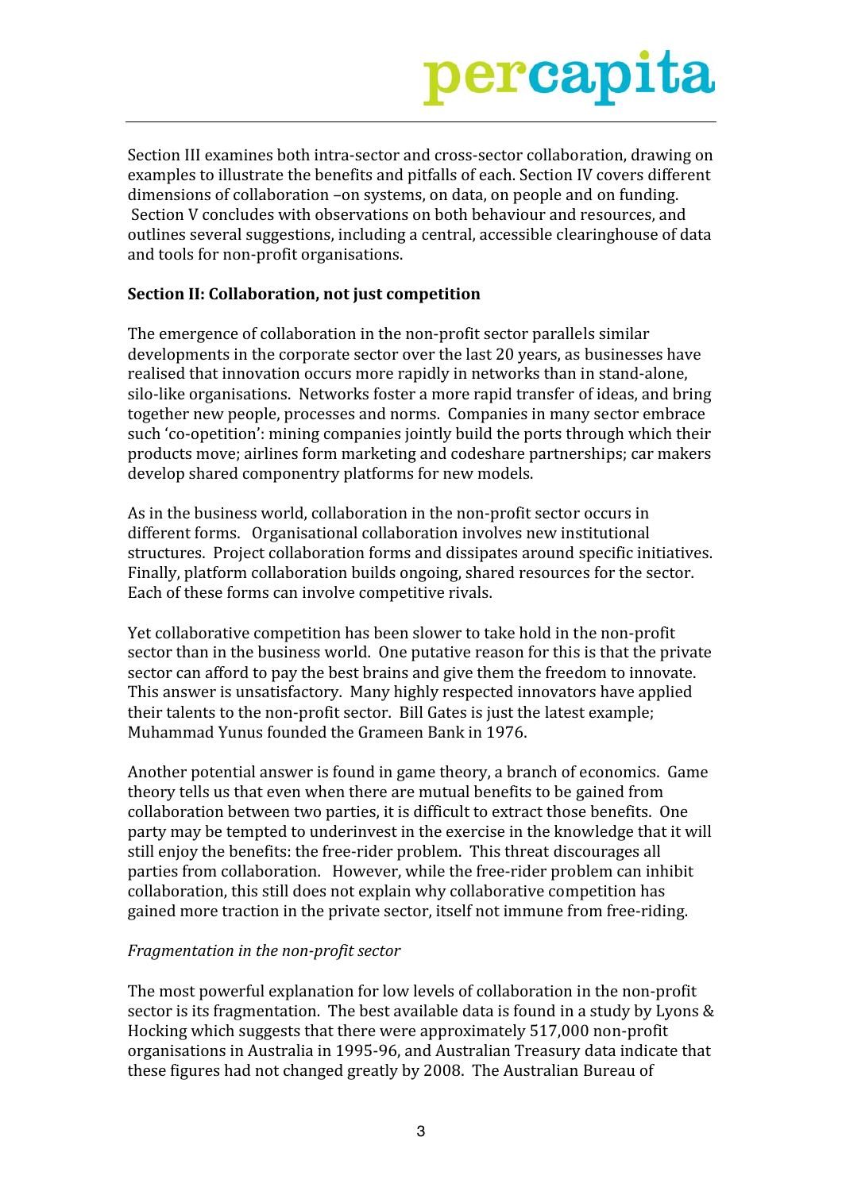Section III examines both intra-sector and cross-sector collaboration, drawing on examples to illustrate the benefits and pitfalls of each. Section IV covers different dimensions of collaboration –on systems, on data, on people and on funding. Section V concludes with observations on both behaviour and resources, and outlines several suggestions, including a central, accessible clearinghouse of data and tools for non-profit organisations.

**Section II: Collaboration, not just competition**

The emergence of collaboration in the non-profit sector parallels similar developments in the corporate sector over the last 20 years, as businesses have realised that innovation occurs more rapidly in networks than in stand-alone, silo-like organisations. Networks foster a more rapid transfer of ideas, and bring together new people, processes and norms. Companies in many sector embrace such 'co-opetition': mining companies jointly build the ports through which their products move; airlines form marketing and codeshare partnerships; car makers develop shared componentry platforms for new models.

As in the business world, collaboration in the non-profit sector occurs in different forms. Organisational collaboration involves new institutional structures. Project collaboration forms and dissipates around specific initiatives. Finally, platform collaboration builds ongoing, shared resources for the sector. Each of these forms can involve competitive rivals.

Yet collaborative competition has been slower to take hold in the non-profit sector than in the business world. One putative reason for this is that the private sector can afford to pay the best brains and give them the freedom to innovate. This answer is unsatisfactory. Many highly respected innovators have applied their talents to the non-profit sector. Bill Gates is just the latest example; Muhammad Yunus founded the Grameen Bank in 1976.

Another potential answer is found in game theory, a branch of economics. Game theory tells us that even when there are mutual benefits to be gained from collaboration between two parties, it is difficult to extract those benefits. One party may be tempted to underinvest in the exercise in the knowledge that it will still enjoy the benefits: the free-rider problem. This threat discourages all parties from collaboration. However, while the free-rider problem can inhibit collaboration, this still does not explain why collaborative competition has gained more traction in the private sector, itself not immune from free-riding.

*Fragmentation in the non-profit sector*

The most powerful explanation for low levels of collaboration in the non-profit sector is its fragmentation. The best available data is found in a study by Lyons & Hocking which suggests that there were approximately 517,000 non-profit organisations in Australia in 1995-96, and Australian Treasury data indicate that these figures had not changed greatly by 2008. The Australian Bureau of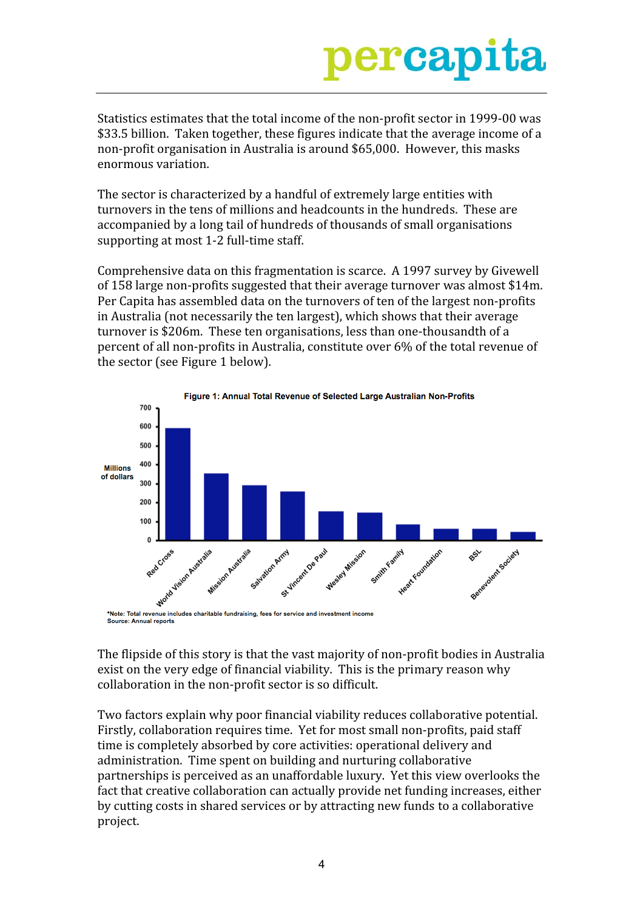Statistics estimates that the total income of the non-profit sector in 1999-00 was $33.5 billion. Taken together, these figures indicate that the average income of a non-profit organisation in Australia is around $65,000. However, this masks enormous variation.

The sector is characterized by a handful of extremely large entities with turnovers in the tens of millions and headcounts in the hundreds. These are accompanied by a long tail of hundreds of thousands of small organisations supporting at most 1-2 full-time staff.

Comprehensive data on this fragmentation is scarce. A 1997 survey by Givewell of 158 large non-profits suggested that their average turnover was almost $14m. Per Capita has assembled data on the turnovers of ten of the largest non-profits in Australia (not necessarily the ten largest), which shows that their average turnover is $206m. These ten organisations, less than one-thousandth of a percent of all non-profits in Australia, constitute over 6% of the total revenue of the sector (see Figure 1 below).

**Figure 1: Annual Total Revenue of Selected Large Australian Non-Profits**

*Note: Total revenue includes charitable fundraising, fees for service and investment income
Source: Annual reports

The flipside of this story is that the vast majority of non-profit bodies in Australia exist on the very edge of financial viability. This is the primary reason why collaboration in the non-profit sector is so difficult.

Two factors explain why poor financial viability reduces collaborative potential. Firstly, collaboration requires time. Yet for most small non-profits, paid staff time is completely absorbed by core activities: operational delivery and administration. Time spent on building and nurturing collaborative partnerships is perceived as an unaffordable luxury. Yet this view overlooks the fact that creative collaboration can actually provide net funding increases, either by cutting costs in shared services or by attracting new funds to a collaborative project.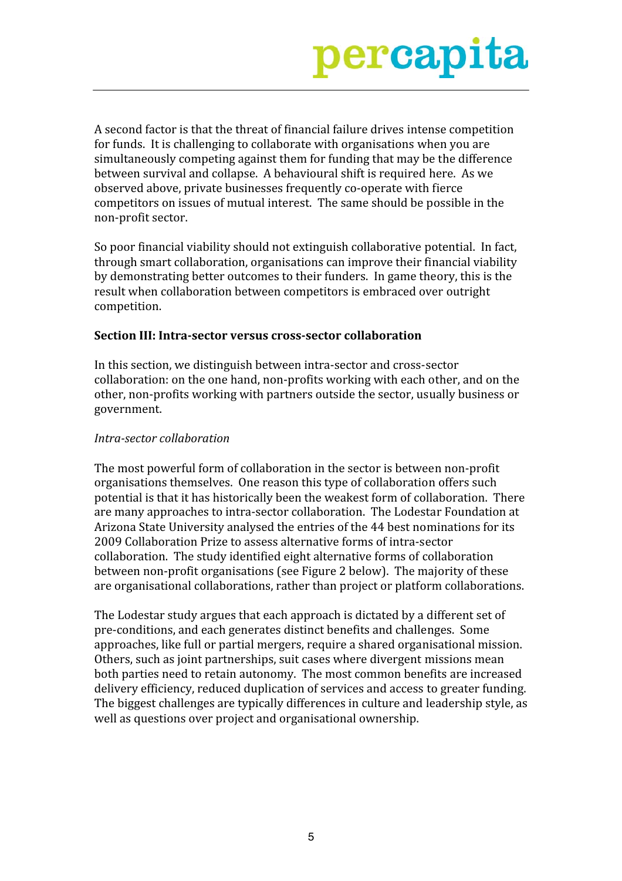A second factor is that the threat of financial failure drives intense competition for funds. It is challenging to collaborate with organisations when you are simultaneously competing against them for funding that may be the difference between survival and collapse. A behavioural shift is required here. As we observed above, private businesses frequently co-operate with fierce competitors on issues of mutual interest. The same should be possible in the non-profit sector.

So poor financial viability should not extinguish collaborative potential. In fact, through smart collaboration, organisations can improve their financial viability by demonstrating better outcomes to their funders. In game theory, this is the result when collaboration between competitors is embraced over outright competition.

**Section III: Intra-sector versus cross-sector collaboration**

In this section, we distinguish between intra-sector and cross-sector collaboration: on the one hand, non-profits working with each other, and on the other, non-profits working with partners outside the sector, usually business or government.

*Intra-sector collaboration*

The most powerful form of collaboration in the sector is between non-profit organisations themselves. One reason this type of collaboration offers such potential is that it has historically been the weakest form of collaboration. There are many approaches to intra-sector collaboration. The Lodestar Foundation at Arizona State University analysed the entries of the 44 best nominations for its 2009 Collaboration Prize to assess alternative forms of intra-sector collaboration. The study identified eight alternative forms of collaboration between non-profit organisations (see Figure 2 below). The majority of these are organisational collaborations, rather than project or platform collaborations.

The Lodestar study argues that each approach is dictated by a different set of pre-conditions, and each generates distinct benefits and challenges. Some approaches, like full or partial mergers, require a shared organisational mission. Others, such as joint partnerships, suit cases where divergent missions mean both parties need to retain autonomy. The most common benefits are increased delivery efficiency, reduced duplication of services and access to greater funding. The biggest challenges are typically differences in culture and leadership style, as well as questions over project and organisational ownership.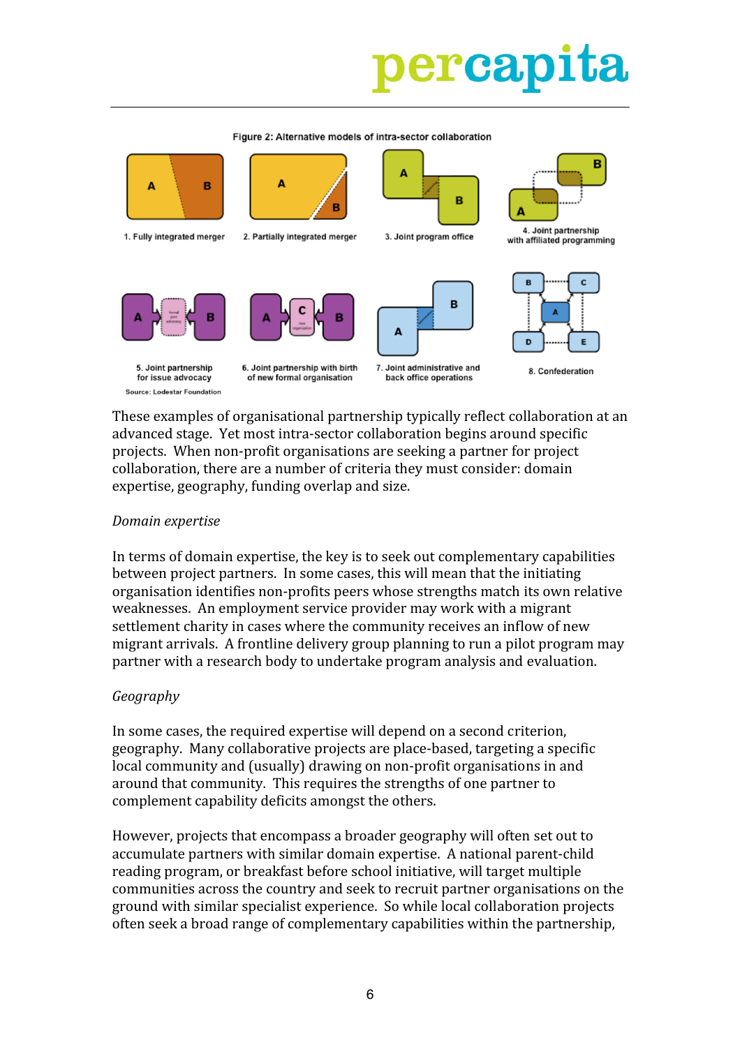Figure 2: Alternative models of intra-sector collaboration

1. Fully integrated merger
2. Partially integrated merger
3. Joint program office
4. Joint partnership with affiliated programming
5. Joint partnership for issue advocacy
6. Joint partnership with birth of new formal organisation
7. Joint administrative and back office operations
8. Confederation

Source: Lodestar Foundation

These examples of organisational partnership typically reflect collaboration at an advanced stage. Yet most intra-sector collaboration begins around specific projects. When non-profit organisations are seeking a partner for project collaboration, there are a number of criteria they must consider: domain expertise, geography, funding overlap and size.

*Domain expertise*

In terms of domain expertise, the key is to seek out complementary capabilities between project partners. In some cases, this will mean that the initiating organisation identifies non-profits peers whose strengths match its own relative weaknesses. An employment service provider may work with a migrant settlement charity in cases where the community receives an inflow of new migrant arrivals. A frontline delivery group planning to run a pilot program may partner with a research body to undertake program analysis and evaluation.

*Geography*

In some cases, the required expertise will depend on a second criterion, geography. Many collaborative projects are place-based, targeting a specific local community and (usually) drawing on non-profit organisations in and around that community. This requires the strengths of one partner to complement capability deficits amongst the others.

However, projects that encompass a broader geography will often set out to accumulate partners with similar domain expertise. A national parent-child reading program, or breakfast before school initiative, will target multiple communities across the country and seek to recruit partner organisations on the ground with similar specialist experience. So while local collaboration projects often seek a broad range of complementary capabilities within the partnership,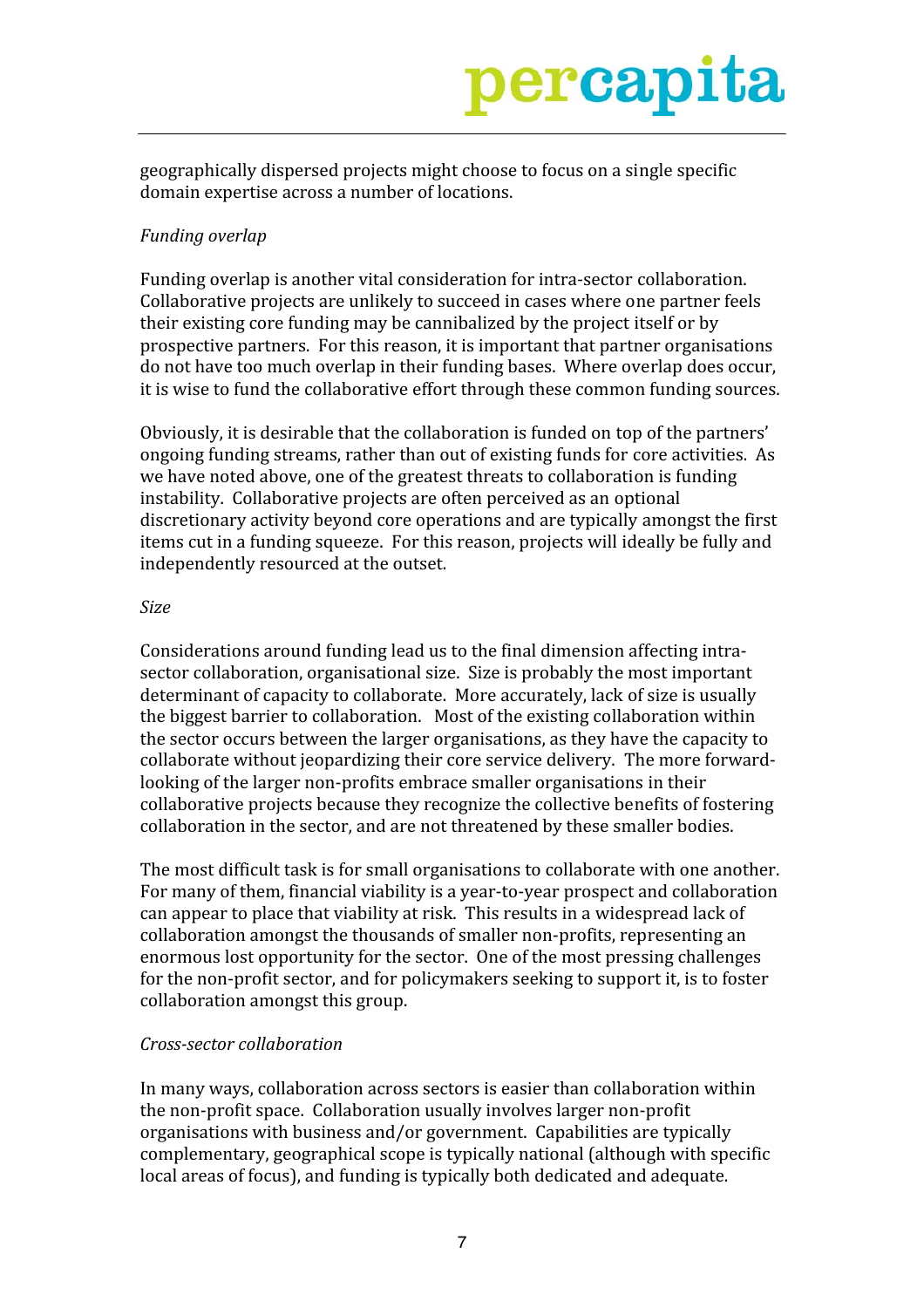geographically dispersed projects might choose to focus on a single specific domain expertise across a number of locations.

*Funding overlap*

Funding overlap is another vital consideration for intra-sector collaboration. Collaborative projects are unlikely to succeed in cases where one partner feels their existing core funding may be cannibalized by the project itself or by prospective partners. For this reason, it is important that partner organisations do not have too much overlap in their funding bases. Where overlap does occur, it is wise to fund the collaborative effort through these common funding sources.

Obviously, it is desirable that the collaboration is funded on top of the partners' ongoing funding streams, rather than out of existing funds for core activities. As we have noted above, one of the greatest threats to collaboration is funding instability. Collaborative projects are often perceived as an optional discretionary activity beyond core operations and are typically amongst the first items cut in a funding squeeze. For this reason, projects will ideally be fully and independently resourced at the outset.

*Size*

Considerations around funding lead us to the final dimension affecting intra-sector collaboration, organisational size. Size is probably the most important determinant of capacity to collaborate. More accurately, lack of size is usually the biggest barrier to collaboration. Most of the existing collaboration within the sector occurs between the larger organisations, as they have the capacity to collaborate without jeopardizing their core service delivery. The more forward-looking of the larger non-profits embrace smaller organisations in their collaborative projects because they recognize the collective benefits of fostering collaboration in the sector, and are not threatened by these smaller bodies.

The most difficult task is for small organisations to collaborate with one another. For many of them, financial viability is a year-to-year prospect and collaboration can appear to place that viability at risk. This results in a widespread lack of collaboration amongst the thousands of smaller non-profits, representing an enormous lost opportunity for the sector. One of the most pressing challenges for the non-profit sector, and for policymakers seeking to support it, is to foster collaboration amongst this group.

*Cross-sector collaboration*

In many ways, collaboration across sectors is easier than collaboration within the non-profit space. Collaboration usually involves larger non-profit organisations with business and/or government. Capabilities are typically complementary, geographical scope is typically national (although with specific local areas of focus), and funding is typically both dedicated and adequate.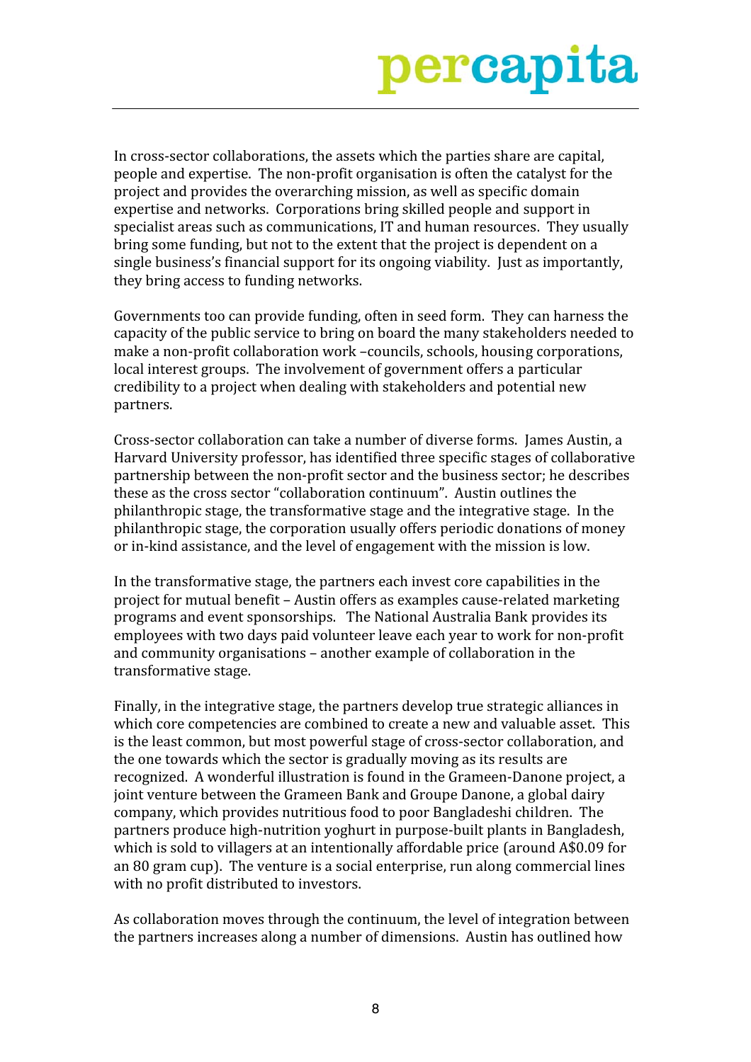In cross-sector collaborations, the assets which the parties share are capital, people and expertise. The non-profit organisation is often the catalyst for the project and provides the overarching mission, as well as specific domain expertise and networks. Corporations bring skilled people and support in specialist areas such as communications, IT and human resources. They usually bring some funding, but not to the extent that the project is dependent on a single business's financial support for its ongoing viability. Just as importantly, they bring access to funding networks.

Governments too can provide funding, often in seed form. They can harness the capacity of the public service to bring on board the many stakeholders needed to make a non-profit collaboration work –councils, schools, housing corporations, local interest groups. The involvement of government offers a particular credibility to a project when dealing with stakeholders and potential new partners.

Cross-sector collaboration can take a number of diverse forms. James Austin, a Harvard University professor, has identified three specific stages of collaborative partnership between the non-profit sector and the business sector; he describes these as the cross sector "collaboration continuum". Austin outlines the philanthropic stage, the transformative stage and the integrative stage. In the philanthropic stage, the corporation usually offers periodic donations of money or in-kind assistance, and the level of engagement with the mission is low.

In the transformative stage, the partners each invest core capabilities in the project for mutual benefit – Austin offers as examples cause-related marketing programs and event sponsorships. The National Australia Bank provides its employees with two days paid volunteer leave each year to work for non-profit and community organisations – another example of collaboration in the transformative stage.

Finally, in the integrative stage, the partners develop true strategic alliances in which core competencies are combined to create a new and valuable asset. This is the least common, but most powerful stage of cross-sector collaboration, and the one towards which the sector is gradually moving as its results are recognized. A wonderful illustration is found in the Grameen-Danone project, a joint venture between the Grameen Bank and Groupe Danone, a global dairy company, which provides nutritious food to poor Bangladeshi children. The partners produce high-nutrition yoghurt in purpose-built plants in Bangladesh, which is sold to villagers at an intentionally affordable price (around A$0.09 for an 80 gram cup). The venture is a social enterprise, run along commercial lines with no profit distributed to investors.

As collaboration moves through the continuum, the level of integration between the partners increases along a number of dimensions. Austin has outlined how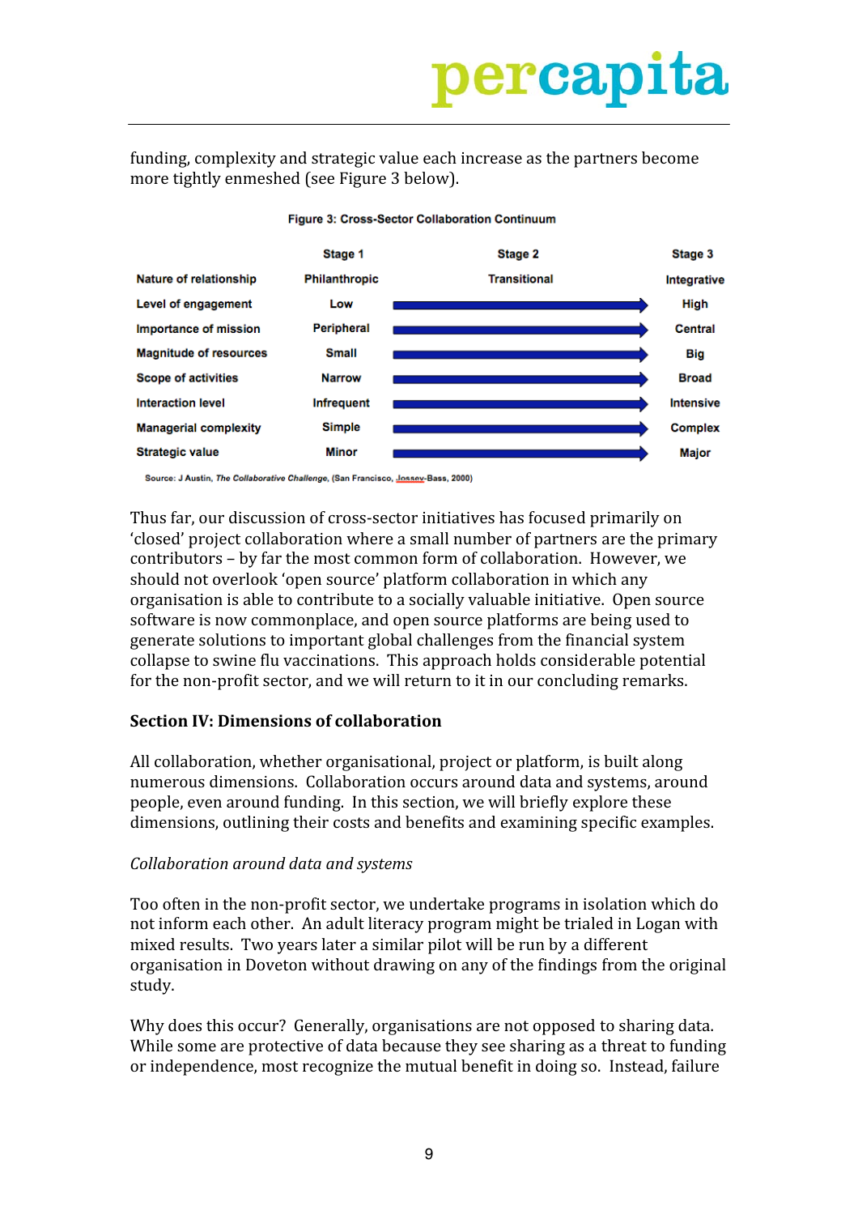funding, complexity and strategic value each increase as the partners become more tightly enmeshed (see Figure 3 below).

**Figure 3: Cross-Sector Collaboration Continuum**

| | Stage 1 | Stage 2 | Stage 3 |
|---|---|---|---|
| Nature of relationship | Philanthropic | Transitional | Integrative |
| Level of engagement | Low | → | High |
| Importance of mission | Peripheral | → | Central |
| Magnitude of resources | Small | → | Big |
| Scope of activities | Narrow | → | Broad |
| Interaction level | Infrequent | → | Intensive |
| Managerial complexity | Simple | → | Complex |
| Strategic value | Minor | → | Major |

Source: J Austin, *The Collaborative Challenge*, (San Francisco, Jossey-Bass, 2000)

Thus far, our discussion of cross-sector initiatives has focused primarily on 'closed' project collaboration where a small number of partners are the primary contributors – by far the most common form of collaboration. However, we should not overlook 'open source' platform collaboration in which any organisation is able to contribute to a socially valuable initiative. Open source software is now commonplace, and open source platforms are being used to generate solutions to important global challenges from the financial system collapse to swine flu vaccinations. This approach holds considerable potential for the non-profit sector, and we will return to it in our concluding remarks.

## Section IV: Dimensions of collaboration

All collaboration, whether organisational, project or platform, is built along numerous dimensions. Collaboration occurs around data and systems, around people, even around funding. In this section, we will briefly explore these dimensions, outlining their costs and benefits and examining specific examples.

*Collaboration around data and systems*

Too often in the non-profit sector, we undertake programs in isolation which do not inform each other. An adult literacy program might be trialed in Logan with mixed results. Two years later a similar pilot will be run by a different organisation in Doveton without drawing on any of the findings from the original study.

Why does this occur? Generally, organisations are not opposed to sharing data. While some are protective of data because they see sharing as a threat to funding or independence, most recognize the mutual benefit in doing so. Instead, failure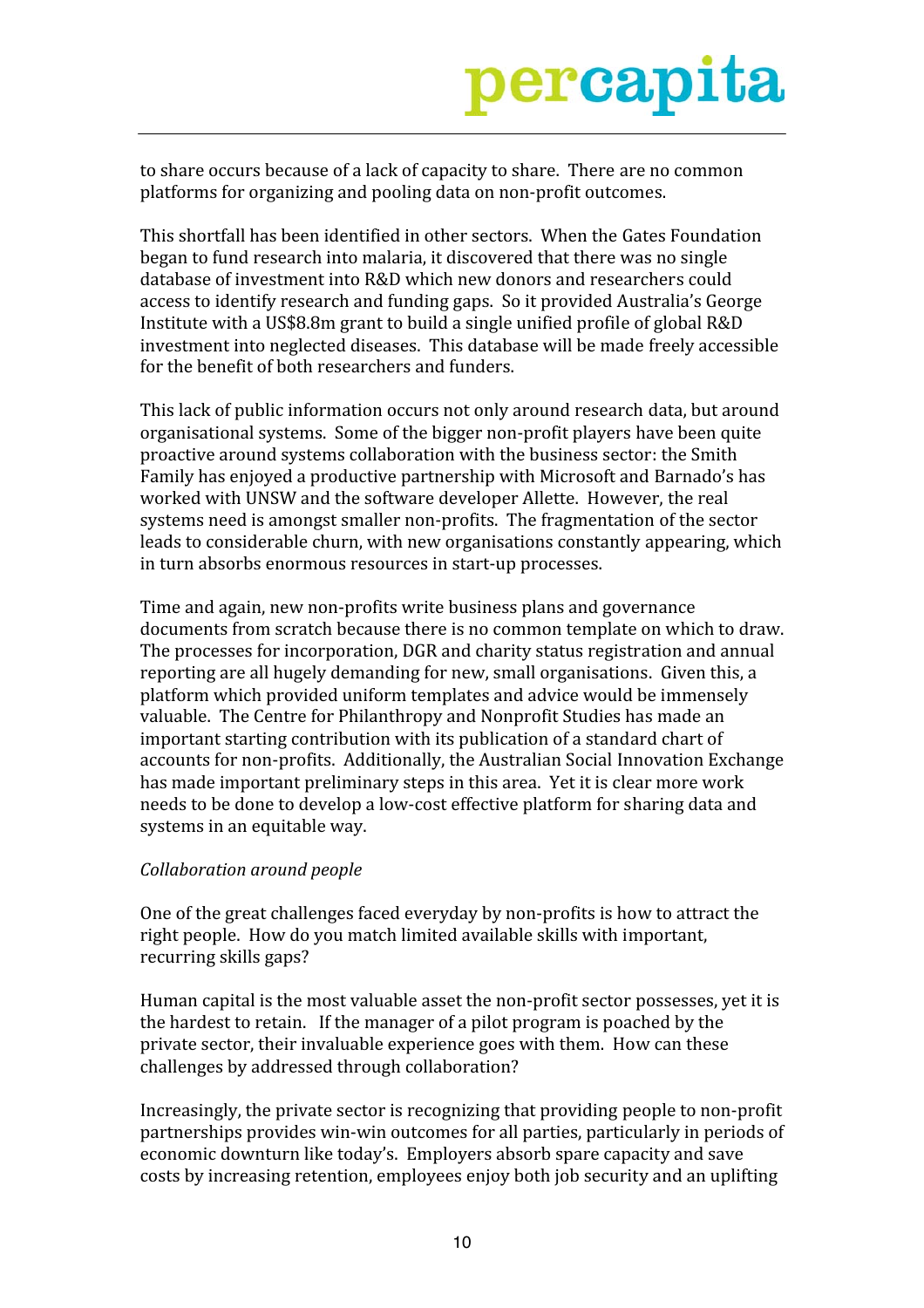to share occurs because of a lack of capacity to share. There are no common platforms for organizing and pooling data on non-profit outcomes.

This shortfall has been identified in other sectors. When the Gates Foundation began to fund research into malaria, it discovered that there was no single database of investment into R&D which new donors and researchers could access to identify research and funding gaps. So it provided Australia's George Institute with a US$8.8m grant to build a single unified profile of global R&D investment into neglected diseases. This database will be made freely accessible for the benefit of both researchers and funders.

This lack of public information occurs not only around research data, but around organisational systems. Some of the bigger non-profit players have been quite proactive around systems collaboration with the business sector: the Smith Family has enjoyed a productive partnership with Microsoft and Barnado's has worked with UNSW and the software developer Allette. However, the real systems need is amongst smaller non-profits. The fragmentation of the sector leads to considerable churn, with new organisations constantly appearing, which in turn absorbs enormous resources in start-up processes.

Time and again, new non-profits write business plans and governance documents from scratch because there is no common template on which to draw. The processes for incorporation, DGR and charity status registration and annual reporting are all hugely demanding for new, small organisations. Given this, a platform which provided uniform templates and advice would be immensely valuable. The Centre for Philanthropy and Nonprofit Studies has made an important starting contribution with its publication of a standard chart of accounts for non-profits. Additionally, the Australian Social Innovation Exchange has made important preliminary steps in this area. Yet it is clear more work needs to be done to develop a low-cost effective platform for sharing data and systems in an equitable way.

*Collaboration around people*

One of the great challenges faced everyday by non-profits is how to attract the right people. How do you match limited available skills with important, recurring skills gaps?

Human capital is the most valuable asset the non-profit sector possesses, yet it is the hardest to retain. If the manager of a pilot program is poached by the private sector, their invaluable experience goes with them. How can these challenges by addressed through collaboration?

Increasingly, the private sector is recognizing that providing people to non-profit partnerships provides win-win outcomes for all parties, particularly in periods of economic downturn like today's. Employers absorb spare capacity and save costs by increasing retention, employees enjoy both job security and an uplifting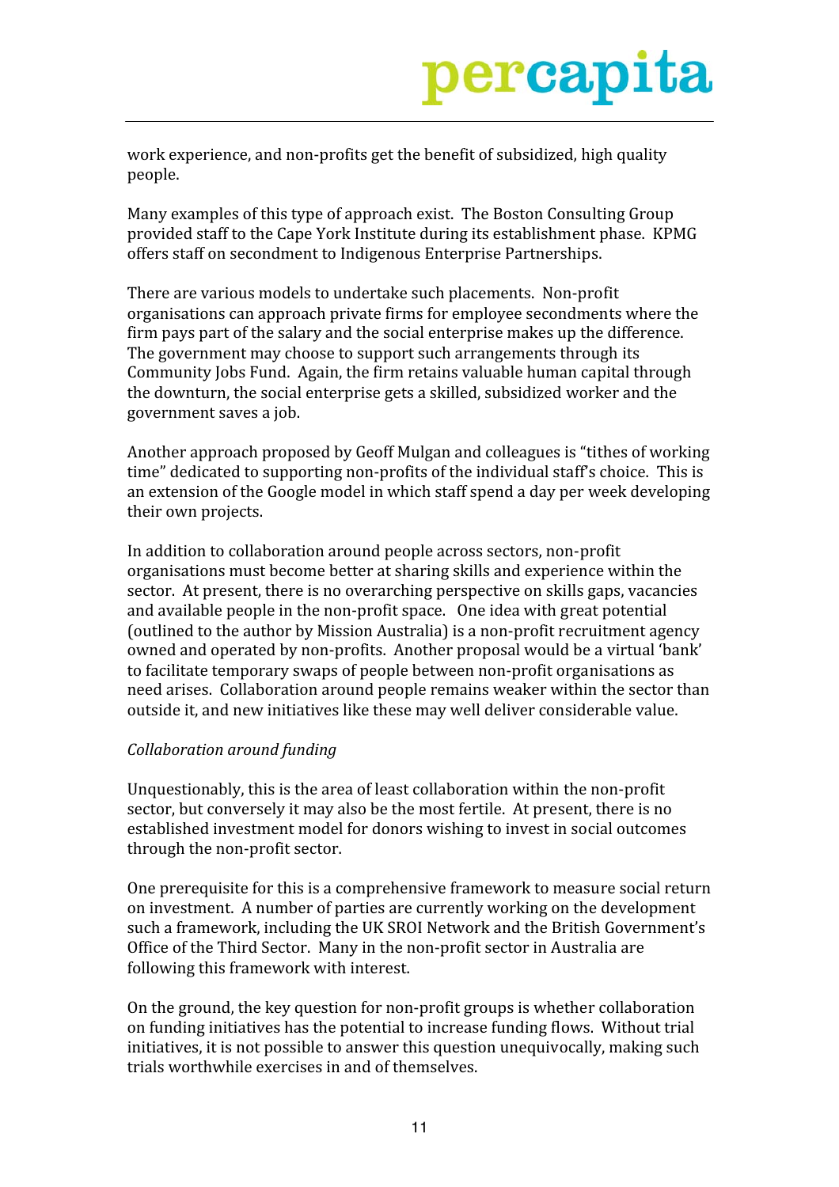work experience, and non-profits get the benefit of subsidized, high quality people.

Many examples of this type of approach exist. The Boston Consulting Group provided staff to the Cape York Institute during its establishment phase. KPMG offers staff on secondment to Indigenous Enterprise Partnerships.

There are various models to undertake such placements. Non-profit organisations can approach private firms for employee secondments where the firm pays part of the salary and the social enterprise makes up the difference. The government may choose to support such arrangements through its Community Jobs Fund. Again, the firm retains valuable human capital through the downturn, the social enterprise gets a skilled, subsidized worker and the government saves a job.

Another approach proposed by Geoff Mulgan and colleagues is "tithes of working time" dedicated to supporting non-profits of the individual staff's choice. This is an extension of the Google model in which staff spend a day per week developing their own projects.

In addition to collaboration around people across sectors, non-profit organisations must become better at sharing skills and experience within the sector. At present, there is no overarching perspective on skills gaps, vacancies and available people in the non-profit space. One idea with great potential (outlined to the author by Mission Australia) is a non-profit recruitment agency owned and operated by non-profits. Another proposal would be a virtual 'bank' to facilitate temporary swaps of people between non-profit organisations as need arises. Collaboration around people remains weaker within the sector than outside it, and new initiatives like these may well deliver considerable value.

*Collaboration around funding*

Unquestionably, this is the area of least collaboration within the non-profit sector, but conversely it may also be the most fertile. At present, there is no established investment model for donors wishing to invest in social outcomes through the non-profit sector.

One prerequisite for this is a comprehensive framework to measure social return on investment. A number of parties are currently working on the development such a framework, including the UK SROI Network and the British Government's Office of the Third Sector. Many in the non-profit sector in Australia are following this framework with interest.

On the ground, the key question for non-profit groups is whether collaboration on funding initiatives has the potential to increase funding flows. Without trial initiatives, it is not possible to answer this question unequivocally, making such trials worthwhile exercises in and of themselves.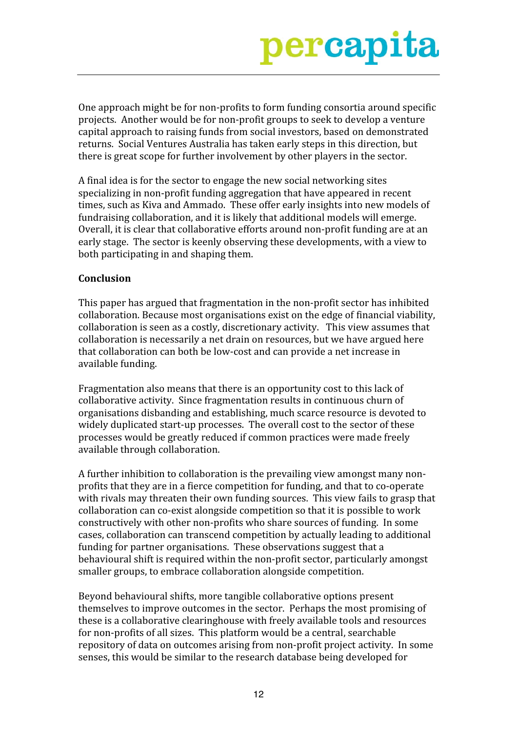One approach might be for non-profits to form funding consortia around specific projects. Another would be for non-profit groups to seek to develop a venture capital approach to raising funds from social investors, based on demonstrated returns. Social Ventures Australia has taken early steps in this direction, but there is great scope for further involvement by other players in the sector.

A final idea is for the sector to engage the new social networking sites specializing in non-profit funding aggregation that have appeared in recent times, such as Kiva and Ammado. These offer early insights into new models of fundraising collaboration, and it is likely that additional models will emerge. Overall, it is clear that collaborative efforts around non-profit funding are at an early stage. The sector is keenly observing these developments, with a view to both participating in and shaping them.

**Conclusion**

This paper has argued that fragmentation in the non-profit sector has inhibited collaboration. Because most organisations exist on the edge of financial viability, collaboration is seen as a costly, discretionary activity. This view assumes that collaboration is necessarily a net drain on resources, but we have argued here that collaboration can both be low-cost and can provide a net increase in available funding.

Fragmentation also means that there is an opportunity cost to this lack of collaborative activity. Since fragmentation results in continuous churn of organisations disbanding and establishing, much scarce resource is devoted to widely duplicated start-up processes. The overall cost to the sector of these processes would be greatly reduced if common practices were made freely available through collaboration.

A further inhibition to collaboration is the prevailing view amongst many non-profits that they are in a fierce competition for funding, and that to co-operate with rivals may threaten their own funding sources. This view fails to grasp that collaboration can co-exist alongside competition so that it is possible to work constructively with other non-profits who share sources of funding. In some cases, collaboration can transcend competition by actually leading to additional funding for partner organisations. These observations suggest that a behavioural shift is required within the non-profit sector, particularly amongst smaller groups, to embrace collaboration alongside competition.

Beyond behavioural shifts, more tangible collaborative options present themselves to improve outcomes in the sector. Perhaps the most promising of these is a collaborative clearinghouse with freely available tools and resources for non-profits of all sizes. This platform would be a central, searchable repository of data on outcomes arising from non-profit project activity. In some senses, this would be similar to the research database being developed for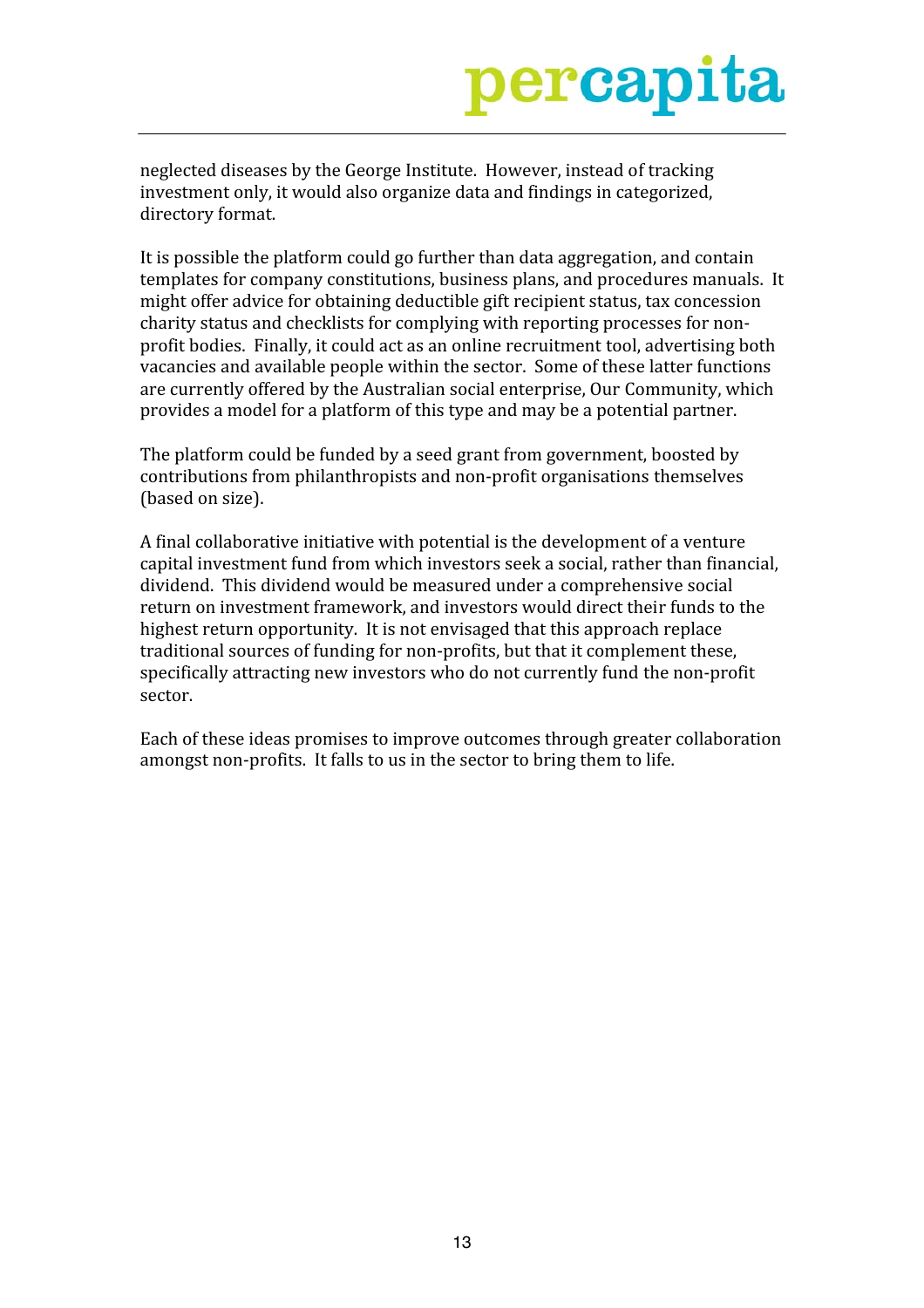neglected diseases by the George Institute. However, instead of tracking investment only, it would also organize data and findings in categorized, directory format.

It is possible the platform could go further than data aggregation, and contain templates for company constitutions, business plans, and procedures manuals. It might offer advice for obtaining deductible gift recipient status, tax concession charity status and checklists for complying with reporting processes for non-profit bodies. Finally, it could act as an online recruitment tool, advertising both vacancies and available people within the sector. Some of these latter functions are currently offered by the Australian social enterprise, Our Community, which provides a model for a platform of this type and may be a potential partner.

The platform could be funded by a seed grant from government, boosted by contributions from philanthropists and non-profit organisations themselves (based on size).

A final collaborative initiative with potential is the development of a venture capital investment fund from which investors seek a social, rather than financial, dividend. This dividend would be measured under a comprehensive social return on investment framework, and investors would direct their funds to the highest return opportunity. It is not envisaged that this approach replace traditional sources of funding for non-profits, but that it complement these, specifically attracting new investors who do not currently fund the non-profit sector.

Each of these ideas promises to improve outcomes through greater collaboration amongst non-profits. It falls to us in the sector to bring them to life.